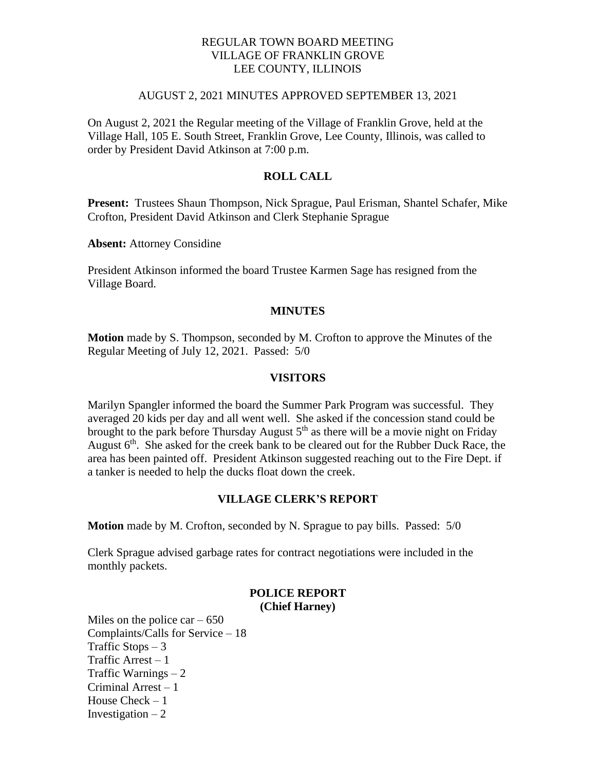# REGULAR TOWN BOARD MEETING
# VILLAGE OF FRANKLIN GROVE
# LEE COUNTY, ILLINOIS

AUGUST 2, 2021 MINUTES APPROVED SEPTEMBER 13, 2021

On August 2, 2021 the Regular meeting of the Village of Franklin Grove, held at the Village Hall, 105 E. South Street, Franklin Grove, Lee County, Illinois, was called to order by President David Atkinson at 7:00 p.m.

## ROLL CALL

**Present:** Trustees Shaun Thompson, Nick Sprague, Paul Erisman, Shantel Schafer, Mike Crofton, President David Atkinson and Clerk Stephanie Sprague

**Absent:** Attorney Considine

President Atkinson informed the board Trustee Karmen Sage has resigned from the Village Board.

## MINUTES

**Motion** made by S. Thompson, seconded by M. Crofton to approve the Minutes of the Regular Meeting of July 12, 2021. Passed: 5/0

## VISITORS

Marilyn Spangler informed the board the Summer Park Program was successful. They averaged 20 kids per day and all went well. She asked if the concession stand could be brought to the park before Thursday August 5th as there will be a movie night on Friday August 6th. She asked for the creek bank to be cleared out for the Rubber Duck Race, the area has been painted off. President Atkinson suggested reaching out to the Fire Dept. if a tanker is needed to help the ducks float down the creek.

## VILLAGE CLERK'S REPORT

**Motion** made by M. Crofton, seconded by N. Sprague to pay bills. Passed: 5/0

Clerk Sprague advised garbage rates for contract negotiations were included in the monthly packets.

## POLICE REPORT
## (Chief Harney)

Miles on the police car – 650
Complaints/Calls for Service – 18
Traffic Stops – 3
Traffic Arrest – 1
Traffic Warnings – 2
Criminal Arrest – 1
House Check – 1
Investigation – 2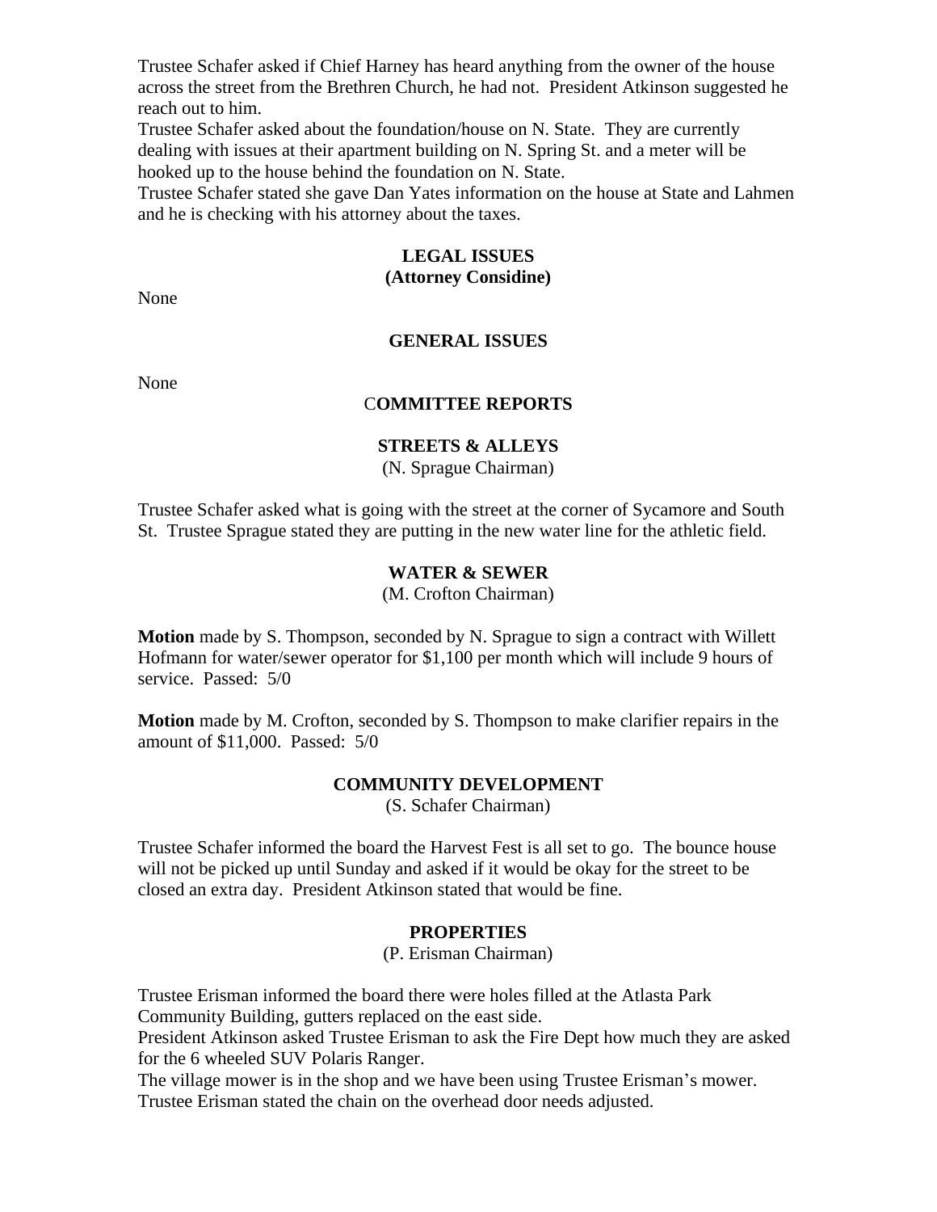Trustee Schafer asked if Chief Harney has heard anything from the owner of the house across the street from the Brethren Church, he had not. President Atkinson suggested he reach out to him.
Trustee Schafer asked about the foundation/house on N. State. They are currently dealing with issues at their apartment building on N. Spring St. and a meter will be hooked up to the house behind the foundation on N. State.
Trustee Schafer stated she gave Dan Yates information on the house at State and Lahmen and he is checking with his attorney about the taxes.

**LEGAL ISSUES**
**(Attorney Considine)**

None

**GENERAL ISSUES**

None

**COMMITTEE REPORTS**

**STREETS & ALLEYS**
(N. Sprague Chairman)

Trustee Schafer asked what is going with the street at the corner of Sycamore and South St. Trustee Sprague stated they are putting in the new water line for the athletic field.

**WATER & SEWER**
(M. Crofton Chairman)

**Motion** made by S. Thompson, seconded by N. Sprague to sign a contract with Willett Hofmann for water/sewer operator for $1,100 per month which will include 9 hours of service. Passed: 5/0

**Motion** made by M. Crofton, seconded by S. Thompson to make clarifier repairs in the amount of $11,000. Passed: 5/0

**COMMUNITY DEVELOPMENT**
(S. Schafer Chairman)

Trustee Schafer informed the board the Harvest Fest is all set to go. The bounce house will not be picked up until Sunday and asked if it would be okay for the street to be closed an extra day. President Atkinson stated that would be fine.

**PROPERTIES**
(P. Erisman Chairman)

Trustee Erisman informed the board there were holes filled at the Atlasta Park Community Building, gutters replaced on the east side.
President Atkinson asked Trustee Erisman to ask the Fire Dept how much they are asked for the 6 wheeled SUV Polaris Ranger.
The village mower is in the shop and we have been using Trustee Erisman's mower.
Trustee Erisman stated the chain on the overhead door needs adjusted.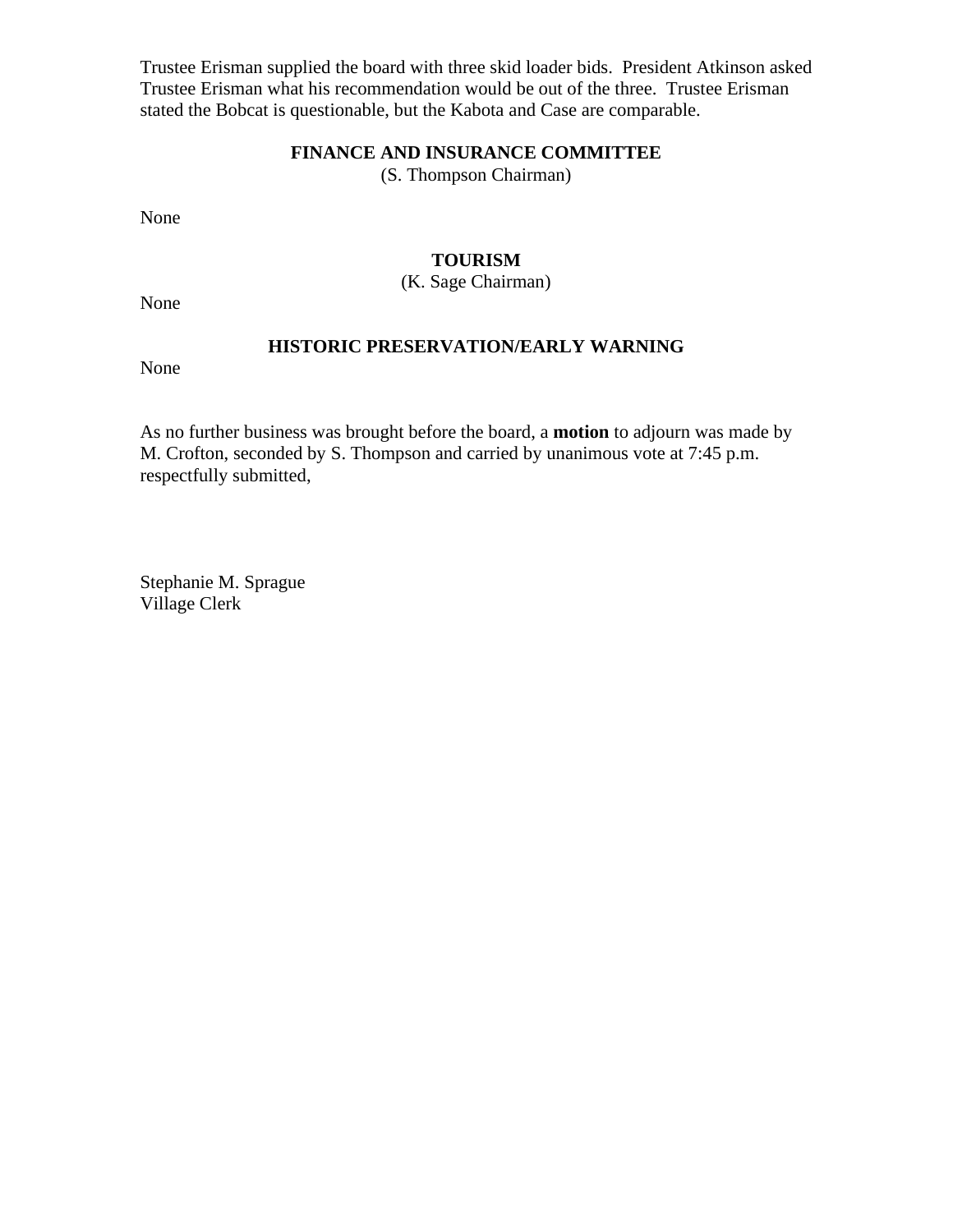Trustee Erisman supplied the board with three skid loader bids. President Atkinson asked Trustee Erisman what his recommendation would be out of the three. Trustee Erisman stated the Bobcat is questionable, but the Kabota and Case are comparable.

**FINANCE AND INSURANCE COMMITTEE**

(S. Thompson Chairman)

None

**TOURISM**

(K. Sage Chairman)

None

**HISTORIC PRESERVATION/EARLY WARNING**

None

As no further business was brought before the board, a **motion** to adjourn was made by M. Crofton, seconded by S. Thompson and carried by unanimous vote at 7:45 p.m. respectfully submitted,

Stephanie M. Sprague
Village Clerk